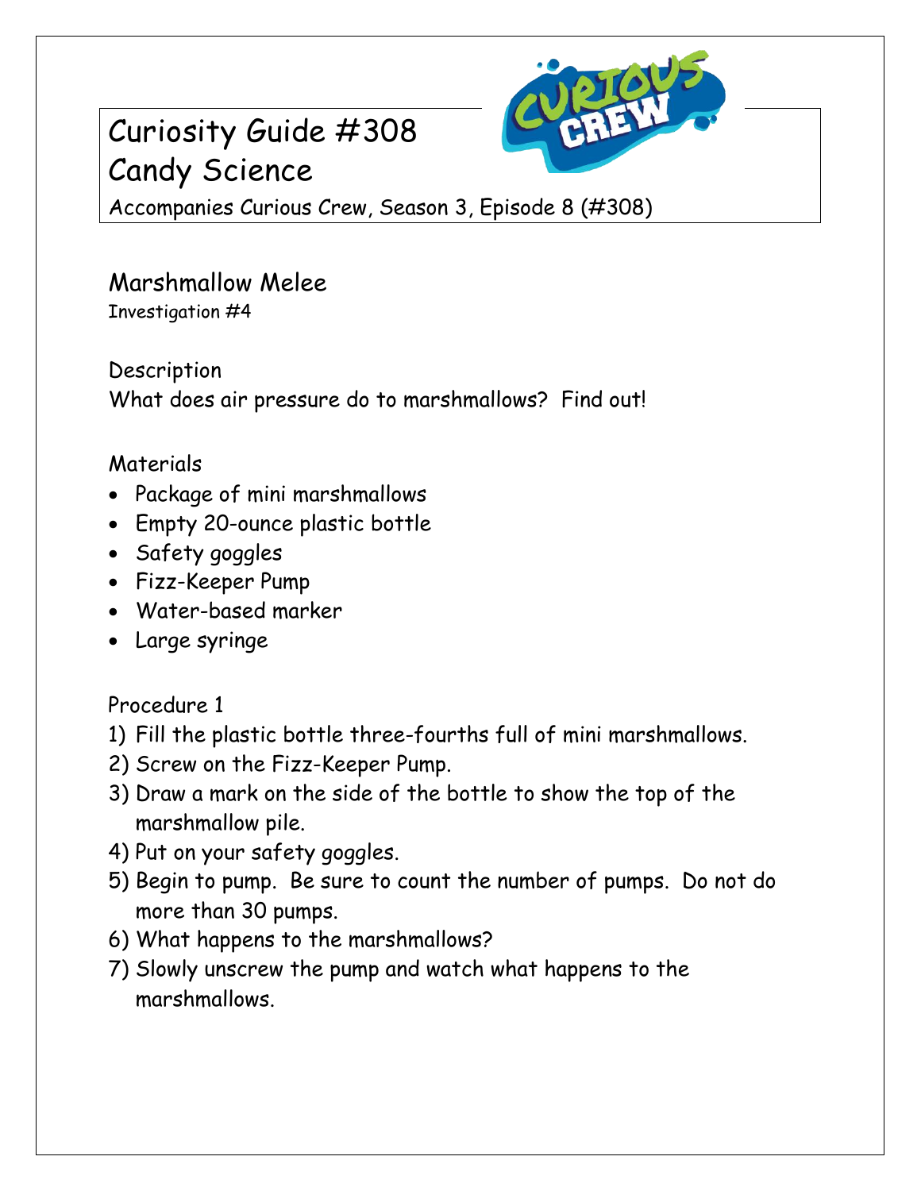# Curiosity Guide #308
# Candy Science

Accompanies Curious Crew, Season 3, Episode 8 (#308)

## Marshmallow Melee

Investigation #4

### Description

What does air pressure do to marshmallows? Find out!

### Materials

- Package of mini marshmallows
- Empty 20-ounce plastic bottle
- Safety goggles
- Fizz-Keeper Pump
- Water-based marker
- Large syringe

### Procedure 1

1) Fill the plastic bottle three-fourths full of mini marshmallows.
2) Screw on the Fizz-Keeper Pump.
3) Draw a mark on the side of the bottle to show the top of the marshmallow pile.
4) Put on your safety goggles.
5) Begin to pump. Be sure to count the number of pumps. Do not do more than 30 pumps.
6) What happens to the marshmallows?
7) Slowly unscrew the pump and watch what happens to the marshmallows.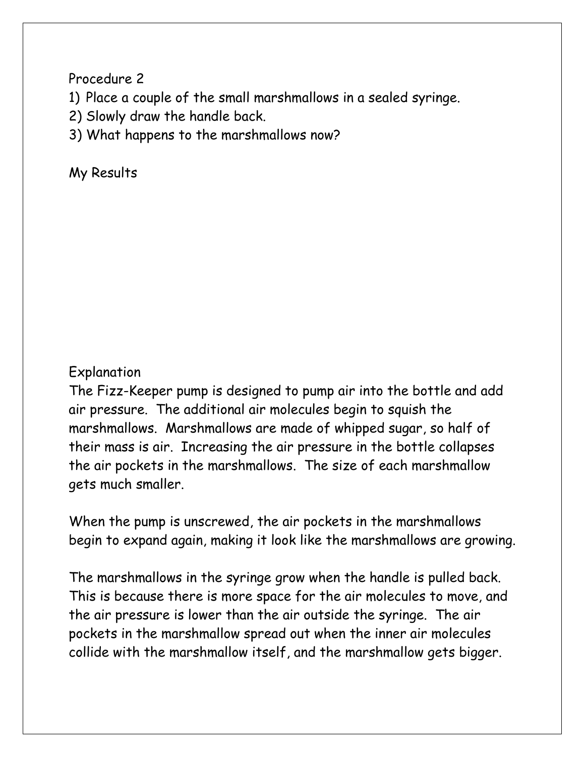Procedure 2

1) Place a couple of the small marshmallows in a sealed syringe.
2) Slowly draw the handle back.
3) What happens to the marshmallows now?

My Results

Explanation

The Fizz-Keeper pump is designed to pump air into the bottle and add air pressure. The additional air molecules begin to squish the marshmallows. Marshmallows are made of whipped sugar, so half of their mass is air. Increasing the air pressure in the bottle collapses the air pockets in the marshmallows. The size of each marshmallow gets much smaller.

When the pump is unscrewed, the air pockets in the marshmallows begin to expand again, making it look like the marshmallows are growing.

The marshmallows in the syringe grow when the handle is pulled back. This is because there is more space for the air molecules to move, and the air pressure is lower than the air outside the syringe. The air pockets in the marshmallow spread out when the inner air molecules collide with the marshmallow itself, and the marshmallow gets bigger.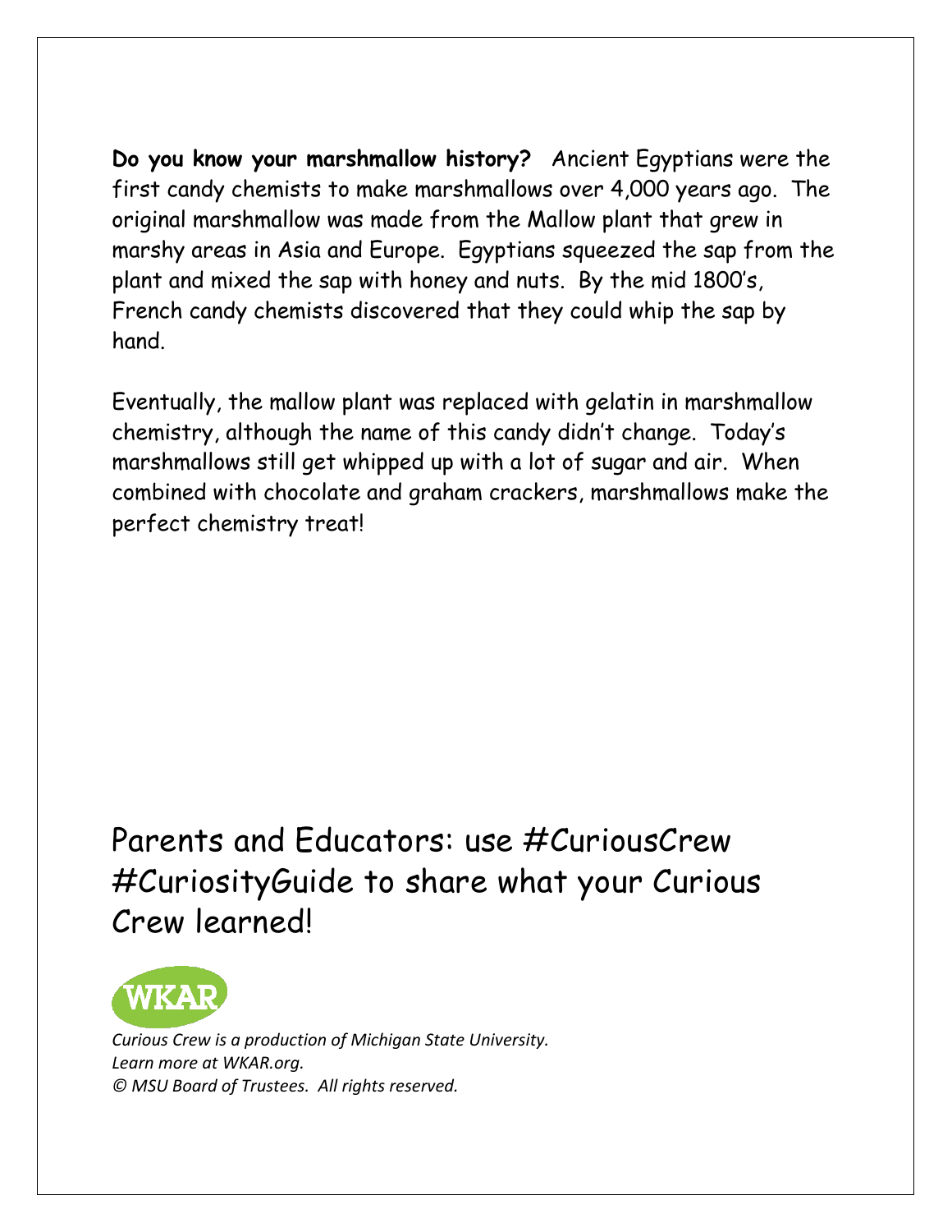**Do you know your marshmallow history?** Ancient Egyptians were the first candy chemists to make marshmallows over 4,000 years ago. The original marshmallow was made from the Mallow plant that grew in marshy areas in Asia and Europe. Egyptians squeezed the sap from the plant and mixed the sap with honey and nuts. By the mid 1800's, French candy chemists discovered that they could whip the sap by hand.

Eventually, the mallow plant was replaced with gelatin in marshmallow chemistry, although the name of this candy didn't change. Today's marshmallows still get whipped up with a lot of sugar and air. When combined with chocolate and graham crackers, marshmallows make the perfect chemistry treat!

Parents and Educators: use #CuriousCrew #CuriosityGuide to share what your Curious Crew learned!

WKAR

*Curious Crew is a production of Michigan State University.*
*Learn more at WKAR.org.*
*© MSU Board of Trustees. All rights reserved.*